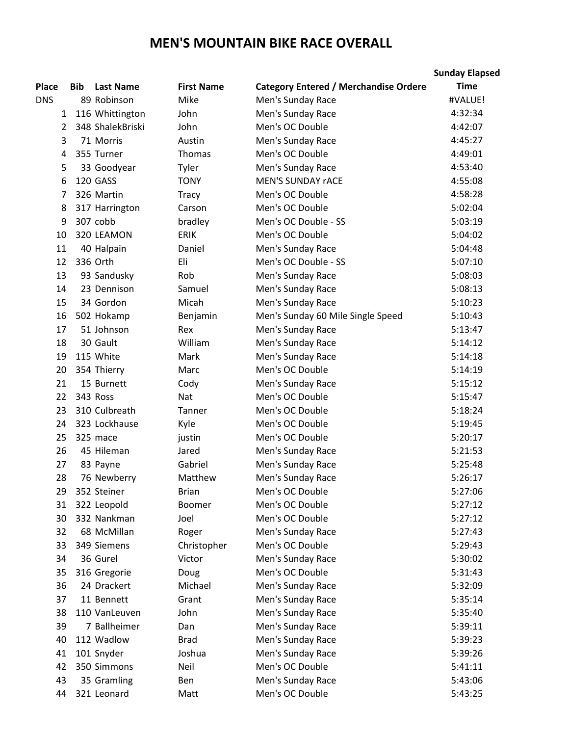# MEN'S MOUNTAIN BIKE RACE OVERALL

| Place | Bib | Last Name | First Name | Category Entered / Merchandise Ordere | Sunday Elapsed Time |
|---|---|---|---|---|---|
| DNS | 89 | Robinson | Mike | Men's Sunday Race | #VALUE! |
| 1 | 116 | Whittington | John | Men's Sunday Race | 4:32:34 |
| 2 | 348 | ShalekBriski | John | Men's OC Double | 4:42:07 |
| 3 | 71 | Morris | Austin | Men's Sunday Race | 4:45:27 |
| 4 | 355 | Turner | Thomas | Men's OC Double | 4:49:01 |
| 5 | 33 | Goodyear | Tyler | Men's Sunday Race | 4:53:40 |
| 6 | 120 | GASS | TONY | MEN'S SUNDAY rACE | 4:55:08 |
| 7 | 326 | Martin | Tracy | Men's OC Double | 4:58:28 |
| 8 | 317 | Harrington | Carson | Men's OC Double | 5:02:04 |
| 9 | 307 | cobb | bradley | Men's OC Double - SS | 5:03:19 |
| 10 | 320 | LEAMON | ERIK | Men's OC Double | 5:04:02 |
| 11 | 40 | Halpain | Daniel | Men's Sunday Race | 5:04:48 |
| 12 | 336 | Orth | Eli | Men's OC Double - SS | 5:07:10 |
| 13 | 93 | Sandusky | Rob | Men's Sunday Race | 5:08:03 |
| 14 | 23 | Dennison | Samuel | Men's Sunday Race | 5:08:13 |
| 15 | 34 | Gordon | Micah | Men's Sunday Race | 5:10:23 |
| 16 | 502 | Hokamp | Benjamin | Men's Sunday 60 Mile Single Speed | 5:10:43 |
| 17 | 51 | Johnson | Rex | Men's Sunday Race | 5:13:47 |
| 18 | 30 | Gault | William | Men's Sunday Race | 5:14:12 |
| 19 | 115 | White | Mark | Men's Sunday Race | 5:14:18 |
| 20 | 354 | Thierry | Marc | Men's OC Double | 5:14:19 |
| 21 | 15 | Burnett | Cody | Men's Sunday Race | 5:15:12 |
| 22 | 343 | Ross | Nat | Men's OC Double | 5:15:47 |
| 23 | 310 | Culbreath | Tanner | Men's OC Double | 5:18:24 |
| 24 | 323 | Lockhause | Kyle | Men's OC Double | 5:19:45 |
| 25 | 325 | mace | justin | Men's OC Double | 5:20:17 |
| 26 | 45 | Hileman | Jared | Men's Sunday Race | 5:21:53 |
| 27 | 83 | Payne | Gabriel | Men's Sunday Race | 5:25:48 |
| 28 | 76 | Newberry | Matthew | Men's Sunday Race | 5:26:17 |
| 29 | 352 | Steiner | Brian | Men's OC Double | 5:27:06 |
| 31 | 322 | Leopold | Boomer | Men's OC Double | 5:27:12 |
| 30 | 332 | Nankman | Joel | Men's OC Double | 5:27:12 |
| 32 | 68 | McMillan | Roger | Men's Sunday Race | 5:27:43 |
| 33 | 349 | Siemens | Christopher | Men's OC Double | 5:29:43 |
| 34 | 36 | Gurel | Victor | Men's Sunday Race | 5:30:02 |
| 35 | 316 | Gregorie | Doug | Men's OC Double | 5:31:43 |
| 36 | 24 | Drackert | Michael | Men's Sunday Race | 5:32:09 |
| 37 | 11 | Bennett | Grant | Men's Sunday Race | 5:35:14 |
| 38 | 110 | VanLeuven | John | Men's Sunday Race | 5:35:40 |
| 39 | 7 | Ballheimer | Dan | Men's Sunday Race | 5:39:11 |
| 40 | 112 | Wadlow | Brad | Men's Sunday Race | 5:39:23 |
| 41 | 101 | Snyder | Joshua | Men's Sunday Race | 5:39:26 |
| 42 | 350 | Simmons | Neil | Men's OC Double | 5:41:11 |
| 43 | 35 | Gramling | Ben | Men's Sunday Race | 5:43:06 |
| 44 | 321 | Leonard | Matt | Men's OC Double | 5:43:25 |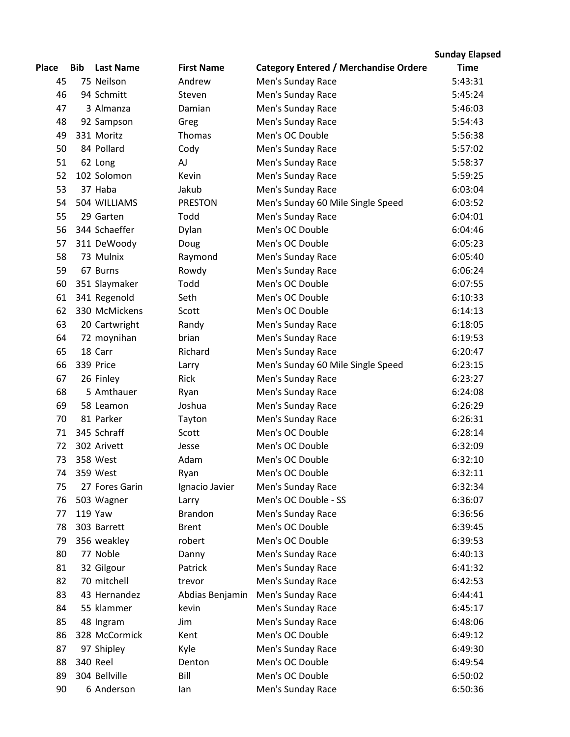| Place | Bib | Last Name | First Name | Category Entered / Merchandise Ordere | Sunday Elapsed Time |
|---|---|---|---|---|---|
| 45 | 75 | Neilson | Andrew | Men's Sunday Race | 5:43:31 |
| 46 | 94 | Schmitt | Steven | Men's Sunday Race | 5:45:24 |
| 47 | 3 | Almanza | Damian | Men's Sunday Race | 5:46:03 |
| 48 | 92 | Sampson | Greg | Men's Sunday Race | 5:54:43 |
| 49 | 331 | Moritz | Thomas | Men's OC Double | 5:56:38 |
| 50 | 84 | Pollard | Cody | Men's Sunday Race | 5:57:02 |
| 51 | 62 | Long | AJ | Men's Sunday Race | 5:58:37 |
| 52 | 102 | Solomon | Kevin | Men's Sunday Race | 5:59:25 |
| 53 | 37 | Haba | Jakub | Men's Sunday Race | 6:03:04 |
| 54 | 504 | WILLIAMS | PRESTON | Men's Sunday 60 Mile Single Speed | 6:03:52 |
| 55 | 29 | Garten | Todd | Men's Sunday Race | 6:04:01 |
| 56 | 344 | Schaeffer | Dylan | Men's OC Double | 6:04:46 |
| 57 | 311 | DeWoody | Doug | Men's OC Double | 6:05:23 |
| 58 | 73 | Mulnix | Raymond | Men's Sunday Race | 6:05:40 |
| 59 | 67 | Burns | Rowdy | Men's Sunday Race | 6:06:24 |
| 60 | 351 | Slaymaker | Todd | Men's OC Double | 6:07:55 |
| 61 | 341 | Regenold | Seth | Men's OC Double | 6:10:33 |
| 62 | 330 | McMickens | Scott | Men's OC Double | 6:14:13 |
| 63 | 20 | Cartwright | Randy | Men's Sunday Race | 6:18:05 |
| 64 | 72 | moynihan | brian | Men's Sunday Race | 6:19:53 |
| 65 | 18 | Carr | Richard | Men's Sunday Race | 6:20:47 |
| 66 | 339 | Price | Larry | Men's Sunday 60 Mile Single Speed | 6:23:15 |
| 67 | 26 | Finley | Rick | Men's Sunday Race | 6:23:27 |
| 68 | 5 | Amthauer | Ryan | Men's Sunday Race | 6:24:08 |
| 69 | 58 | Leamon | Joshua | Men's Sunday Race | 6:26:29 |
| 70 | 81 | Parker | Tayton | Men's Sunday Race | 6:26:31 |
| 71 | 345 | Schraff | Scott | Men's OC Double | 6:28:14 |
| 72 | 302 | Arivett | Jesse | Men's OC Double | 6:32:09 |
| 73 | 358 | West | Adam | Men's OC Double | 6:32:10 |
| 74 | 359 | West | Ryan | Men's OC Double | 6:32:11 |
| 75 | 27 | Fores Garin | Ignacio Javier | Men's Sunday Race | 6:32:34 |
| 76 | 503 | Wagner | Larry | Men's OC Double - SS | 6:36:07 |
| 77 | 119 | Yaw | Brandon | Men's Sunday Race | 6:36:56 |
| 78 | 303 | Barrett | Brent | Men's OC Double | 6:39:45 |
| 79 | 356 | weakley | robert | Men's OC Double | 6:39:53 |
| 80 | 77 | Noble | Danny | Men's Sunday Race | 6:40:13 |
| 81 | 32 | Gilgour | Patrick | Men's Sunday Race | 6:41:32 |
| 82 | 70 | mitchell | trevor | Men's Sunday Race | 6:42:53 |
| 83 | 43 | Hernandez | Abdias Benjamin | Men's Sunday Race | 6:44:41 |
| 84 | 55 | klammer | kevin | Men's Sunday Race | 6:45:17 |
| 85 | 48 | Ingram | Jim | Men's Sunday Race | 6:48:06 |
| 86 | 328 | McCormick | Kent | Men's OC Double | 6:49:12 |
| 87 | 97 | Shipley | Kyle | Men's Sunday Race | 6:49:30 |
| 88 | 340 | Reel | Denton | Men's OC Double | 6:49:54 |
| 89 | 304 | Bellville | Bill | Men's OC Double | 6:50:02 |
| 90 | 6 | Anderson | Ian | Men's Sunday Race | 6:50:36 |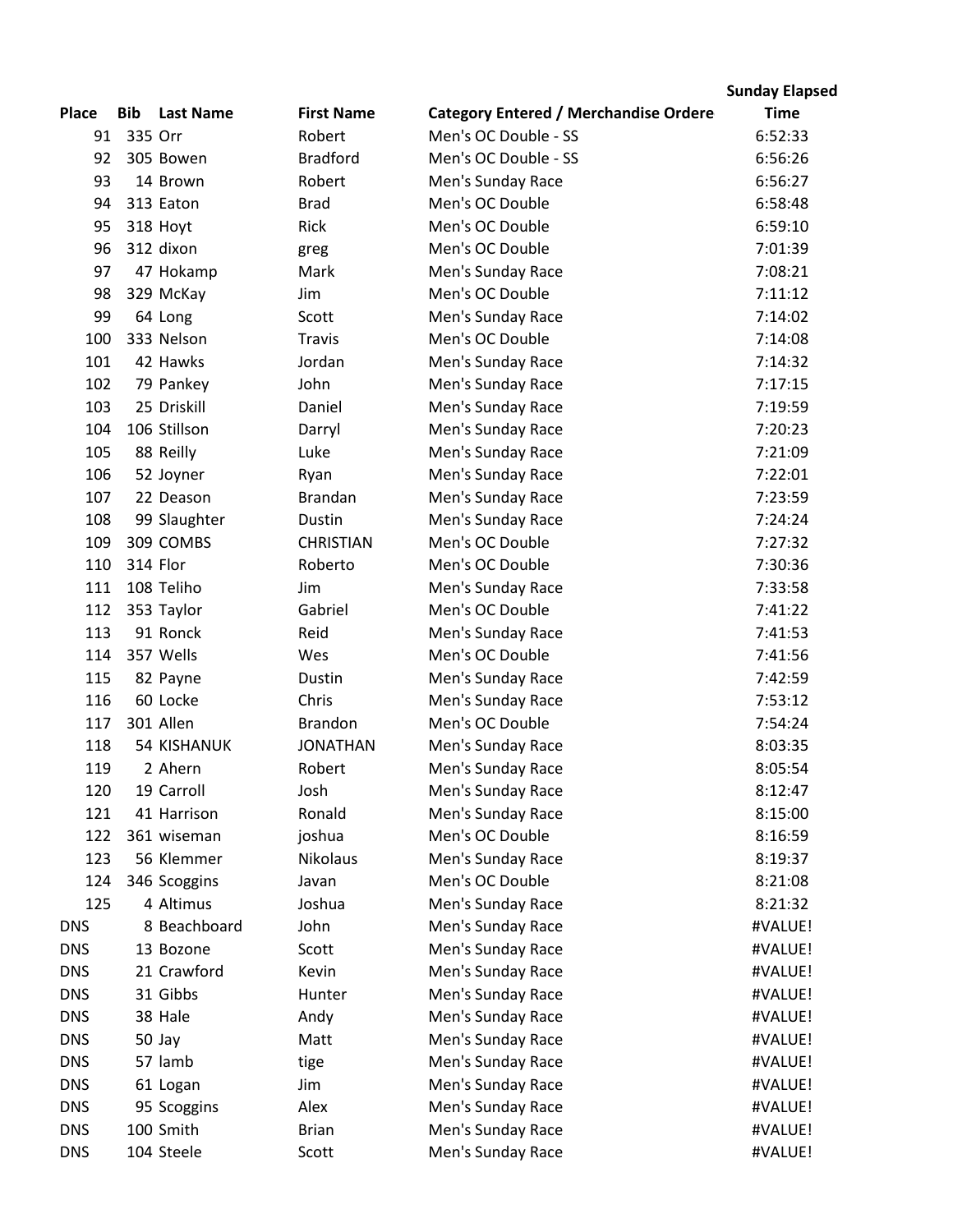| Place | Bib | Last Name | First Name | Category Entered / Merchandise Ordere | Sunday Elapsed Time |
|---|---|---|---|---|---|
| 91 | 335 | Orr | Robert | Men's OC Double - SS | 6:52:33 |
| 92 | 305 | Bowen | Bradford | Men's OC Double - SS | 6:56:26 |
| 93 | 14 | Brown | Robert | Men's Sunday Race | 6:56:27 |
| 94 | 313 | Eaton | Brad | Men's OC Double | 6:58:48 |
| 95 | 318 | Hoyt | Rick | Men's OC Double | 6:59:10 |
| 96 | 312 | dixon | greg | Men's OC Double | 7:01:39 |
| 97 | 47 | Hokamp | Mark | Men's Sunday Race | 7:08:21 |
| 98 | 329 | McKay | Jim | Men's OC Double | 7:11:12 |
| 99 | 64 | Long | Scott | Men's Sunday Race | 7:14:02 |
| 100 | 333 | Nelson | Travis | Men's OC Double | 7:14:08 |
| 101 | 42 | Hawks | Jordan | Men's Sunday Race | 7:14:32 |
| 102 | 79 | Pankey | John | Men's Sunday Race | 7:17:15 |
| 103 | 25 | Driskill | Daniel | Men's Sunday Race | 7:19:59 |
| 104 | 106 | Stillson | Darryl | Men's Sunday Race | 7:20:23 |
| 105 | 88 | Reilly | Luke | Men's Sunday Race | 7:21:09 |
| 106 | 52 | Joyner | Ryan | Men's Sunday Race | 7:22:01 |
| 107 | 22 | Deason | Brandan | Men's Sunday Race | 7:23:59 |
| 108 | 99 | Slaughter | Dustin | Men's Sunday Race | 7:24:24 |
| 109 | 309 | COMBS | CHRISTIAN | Men's OC Double | 7:27:32 |
| 110 | 314 | Flor | Roberto | Men's OC Double | 7:30:36 |
| 111 | 108 | Teliho | Jim | Men's Sunday Race | 7:33:58 |
| 112 | 353 | Taylor | Gabriel | Men's OC Double | 7:41:22 |
| 113 | 91 | Ronck | Reid | Men's Sunday Race | 7:41:53 |
| 114 | 357 | Wells | Wes | Men's OC Double | 7:41:56 |
| 115 | 82 | Payne | Dustin | Men's Sunday Race | 7:42:59 |
| 116 | 60 | Locke | Chris | Men's Sunday Race | 7:53:12 |
| 117 | 301 | Allen | Brandon | Men's OC Double | 7:54:24 |
| 118 | 54 | KISHANUK | JONATHAN | Men's Sunday Race | 8:03:35 |
| 119 | 2 | Ahern | Robert | Men's Sunday Race | 8:05:54 |
| 120 | 19 | Carroll | Josh | Men's Sunday Race | 8:12:47 |
| 121 | 41 | Harrison | Ronald | Men's Sunday Race | 8:15:00 |
| 122 | 361 | wiseman | joshua | Men's OC Double | 8:16:59 |
| 123 | 56 | Klemmer | Nikolaus | Men's Sunday Race | 8:19:37 |
| 124 | 346 | Scoggins | Javan | Men's OC Double | 8:21:08 |
| 125 | 4 | Altimus | Joshua | Men's Sunday Race | 8:21:32 |
| DNS | 8 | Beachboard | John | Men's Sunday Race | #VALUE! |
| DNS | 13 | Bozone | Scott | Men's Sunday Race | #VALUE! |
| DNS | 21 | Crawford | Kevin | Men's Sunday Race | #VALUE! |
| DNS | 31 | Gibbs | Hunter | Men's Sunday Race | #VALUE! |
| DNS | 38 | Hale | Andy | Men's Sunday Race | #VALUE! |
| DNS | 50 | Jay | Matt | Men's Sunday Race | #VALUE! |
| DNS | 57 | lamb | tige | Men's Sunday Race | #VALUE! |
| DNS | 61 | Logan | Jim | Men's Sunday Race | #VALUE! |
| DNS | 95 | Scoggins | Alex | Men's Sunday Race | #VALUE! |
| DNS | 100 | Smith | Brian | Men's Sunday Race | #VALUE! |
| DNS | 104 | Steele | Scott | Men's Sunday Race | #VALUE! |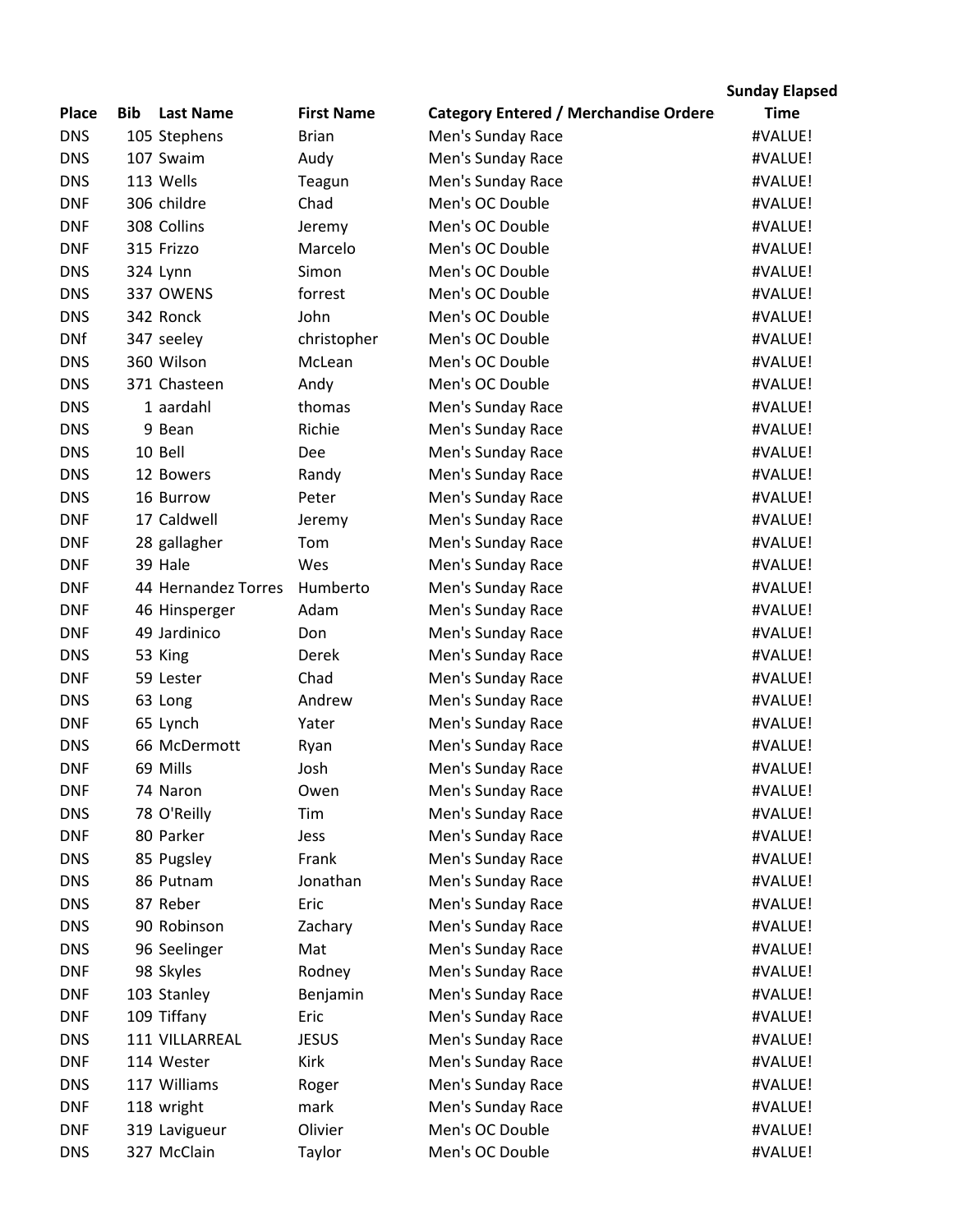| Place | Bib | Last Name | First Name | Category Entered / Merchandise Ordere | Sunday Elapsed Time |
|---|---|---|---|---|---|
| DNS | 105 | Stephens | Brian | Men's Sunday Race | #VALUE! |
| DNS | 107 | Swaim | Audy | Men's Sunday Race | #VALUE! |
| DNS | 113 | Wells | Teagun | Men's Sunday Race | #VALUE! |
| DNF | 306 | childre | Chad | Men's OC Double | #VALUE! |
| DNF | 308 | Collins | Jeremy | Men's OC Double | #VALUE! |
| DNF | 315 | Frizzo | Marcelo | Men's OC Double | #VALUE! |
| DNS | 324 | Lynn | Simon | Men's OC Double | #VALUE! |
| DNS | 337 | OWENS | forrest | Men's OC Double | #VALUE! |
| DNS | 342 | Ronck | John | Men's OC Double | #VALUE! |
| DNf | 347 | seeley | christopher | Men's OC Double | #VALUE! |
| DNS | 360 | Wilson | McLean | Men's OC Double | #VALUE! |
| DNS | 371 | Chasteen | Andy | Men's OC Double | #VALUE! |
| DNS | 1 | aardahl | thomas | Men's Sunday Race | #VALUE! |
| DNS | 9 | Bean | Richie | Men's Sunday Race | #VALUE! |
| DNS | 10 | Bell | Dee | Men's Sunday Race | #VALUE! |
| DNS | 12 | Bowers | Randy | Men's Sunday Race | #VALUE! |
| DNS | 16 | Burrow | Peter | Men's Sunday Race | #VALUE! |
| DNF | 17 | Caldwell | Jeremy | Men's Sunday Race | #VALUE! |
| DNF | 28 | gallagher | Tom | Men's Sunday Race | #VALUE! |
| DNF | 39 | Hale | Wes | Men's Sunday Race | #VALUE! |
| DNF | 44 | Hernandez Torres | Humberto | Men's Sunday Race | #VALUE! |
| DNF | 46 | Hinsperger | Adam | Men's Sunday Race | #VALUE! |
| DNF | 49 | Jardinico | Don | Men's Sunday Race | #VALUE! |
| DNS | 53 | King | Derek | Men's Sunday Race | #VALUE! |
| DNF | 59 | Lester | Chad | Men's Sunday Race | #VALUE! |
| DNS | 63 | Long | Andrew | Men's Sunday Race | #VALUE! |
| DNF | 65 | Lynch | Yater | Men's Sunday Race | #VALUE! |
| DNS | 66 | McDermott | Ryan | Men's Sunday Race | #VALUE! |
| DNF | 69 | Mills | Josh | Men's Sunday Race | #VALUE! |
| DNF | 74 | Naron | Owen | Men's Sunday Race | #VALUE! |
| DNS | 78 | O'Reilly | Tim | Men's Sunday Race | #VALUE! |
| DNF | 80 | Parker | Jess | Men's Sunday Race | #VALUE! |
| DNS | 85 | Pugsley | Frank | Men's Sunday Race | #VALUE! |
| DNS | 86 | Putnam | Jonathan | Men's Sunday Race | #VALUE! |
| DNS | 87 | Reber | Eric | Men's Sunday Race | #VALUE! |
| DNS | 90 | Robinson | Zachary | Men's Sunday Race | #VALUE! |
| DNS | 96 | Seelinger | Mat | Men's Sunday Race | #VALUE! |
| DNF | 98 | Skyles | Rodney | Men's Sunday Race | #VALUE! |
| DNF | 103 | Stanley | Benjamin | Men's Sunday Race | #VALUE! |
| DNF | 109 | Tiffany | Eric | Men's Sunday Race | #VALUE! |
| DNS | 111 | VILLARREAL | JESUS | Men's Sunday Race | #VALUE! |
| DNF | 114 | Wester | Kirk | Men's Sunday Race | #VALUE! |
| DNS | 117 | Williams | Roger | Men's Sunday Race | #VALUE! |
| DNF | 118 | wright | mark | Men's Sunday Race | #VALUE! |
| DNF | 319 | Lavigueur | Olivier | Men's OC Double | #VALUE! |
| DNS | 327 | McClain | Taylor | Men's OC Double | #VALUE! |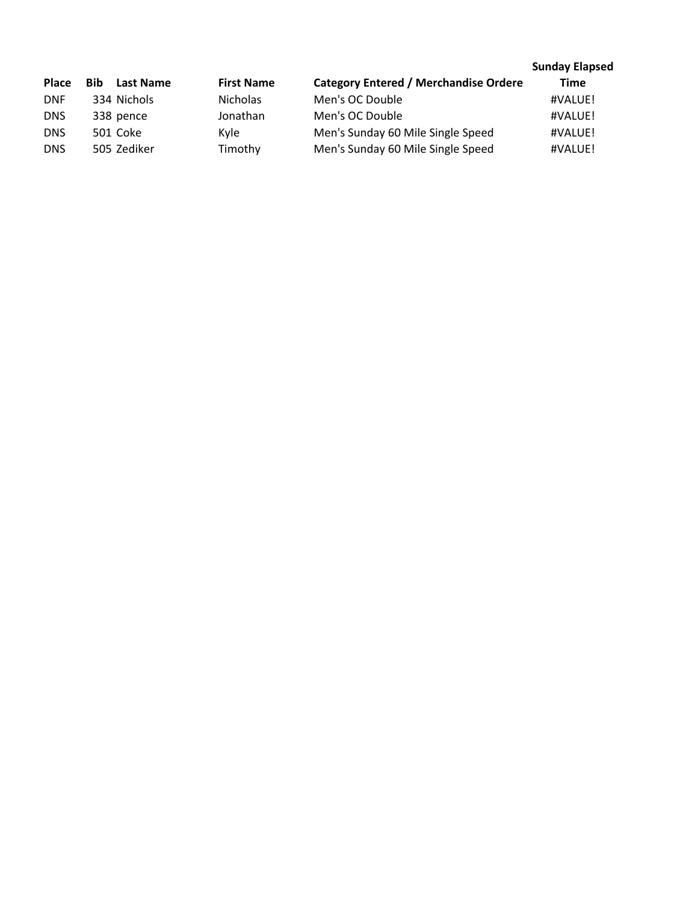| Place | Bib | Last Name | First Name | Category Entered / Merchandise Ordere | Sunday Elapsed Time |
|---|---|---|---|---|---|
| DNF | 334 | Nichols | Nicholas | Men's OC Double | #VALUE! |
| DNS | 338 | pence | Jonathan | Men's OC Double | #VALUE! |
| DNS | 501 | Coke | Kyle | Men's Sunday 60 Mile Single Speed | #VALUE! |
| DNS | 505 | Zediker | Timothy | Men's Sunday 60 Mile Single Speed | #VALUE! |